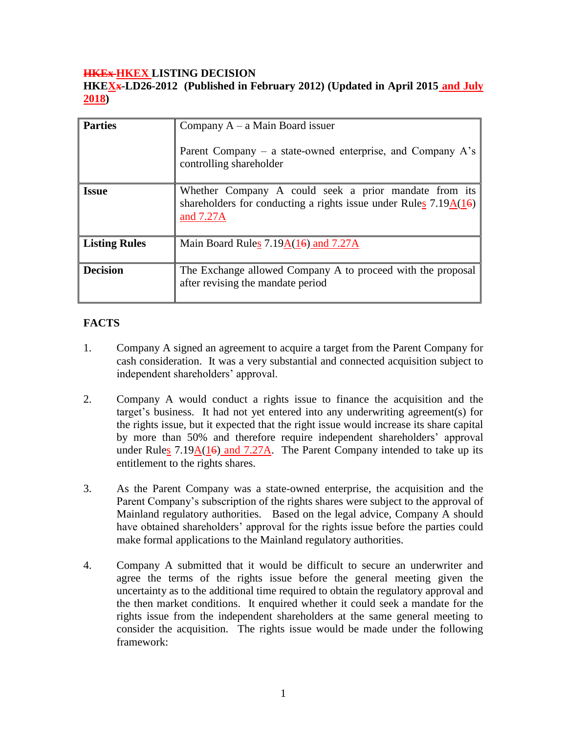**~~HKEx~~ HKEX LISTING DECISION**

**HKEX~~x~~-LD26-2012 (Published in February 2012) (Updated in April 2015 and July 2018)**

| | |
|---|---|
| **Parties** | Company A – a Main Board issuer<br><br>Parent Company – a state-owned enterprise, and Company A's controlling shareholder |
| **Issue** | Whether Company A could seek a prior mandate from its shareholders for conducting a rights issue under Rules 7.19A(1~~6~~) and 7.27A |
| **Listing Rules** | Main Board Rules 7.19A(1~~6~~) and 7.27A |
| **Decision** | The Exchange allowed Company A to proceed with the proposal after revising the mandate period |

## FACTS

1. Company A signed an agreement to acquire a target from the Parent Company for cash consideration. It was a very substantial and connected acquisition subject to independent shareholders' approval.

2. Company A would conduct a rights issue to finance the acquisition and the target's business. It had not yet entered into any underwriting agreement(s) for the rights issue, but it expected that the right issue would increase its share capital by more than 50% and therefore require independent shareholders' approval under Rules 7.19A(1~~6~~) and 7.27A. The Parent Company intended to take up its entitlement to the rights shares.

3. As the Parent Company was a state-owned enterprise, the acquisition and the Parent Company's subscription of the rights shares were subject to the approval of Mainland regulatory authorities. Based on the legal advice, Company A should have obtained shareholders' approval for the rights issue before the parties could make formal applications to the Mainland regulatory authorities.

4. Company A submitted that it would be difficult to secure an underwriter and agree the terms of the rights issue before the general meeting given the uncertainty as to the additional time required to obtain the regulatory approval and the then market conditions. It enquired whether it could seek a mandate for the rights issue from the independent shareholders at the same general meeting to consider the acquisition. The rights issue would be made under the following framework: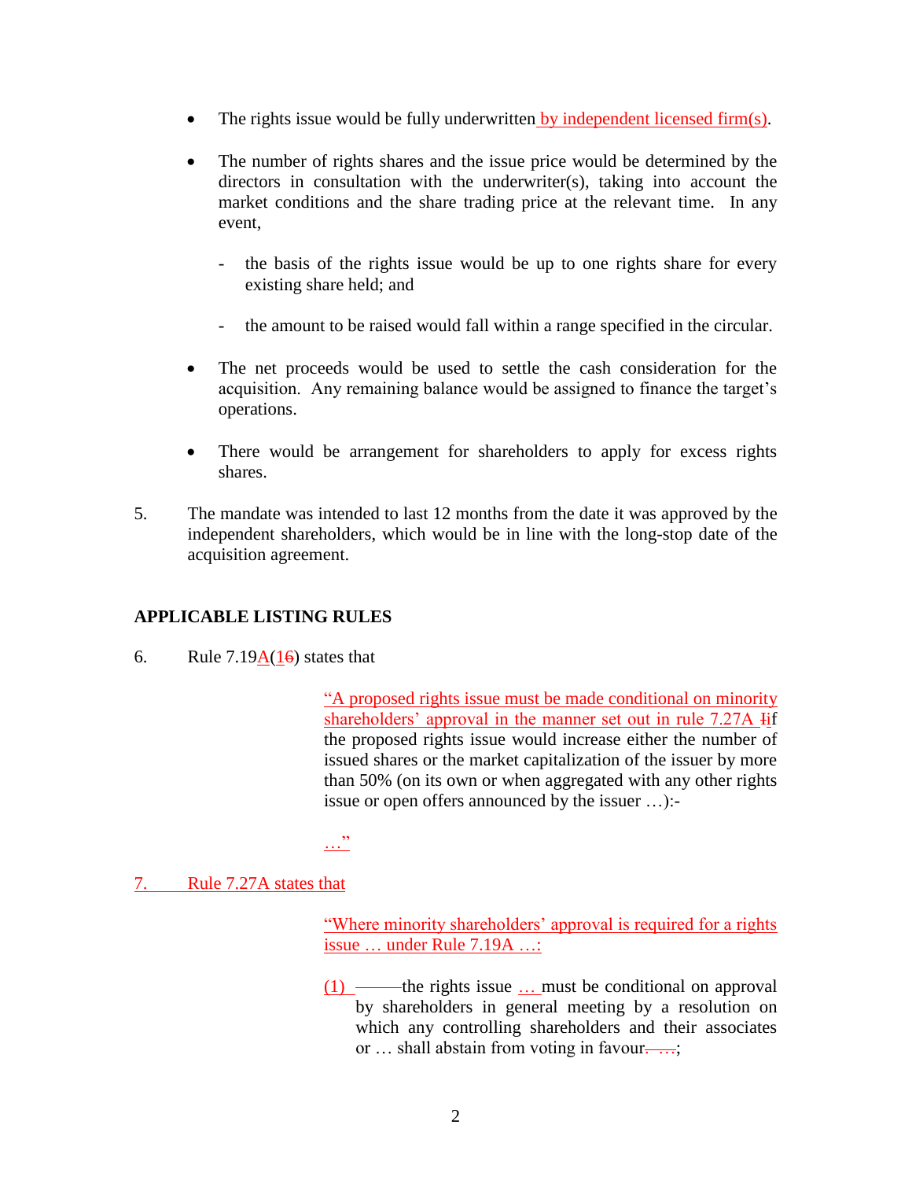- The rights issue would be fully underwritten by independent licensed firm(s).

- The number of rights shares and the issue price would be determined by the directors in consultation with the underwriter(s), taking into account the market conditions and the share trading price at the relevant time. In any event,

  - the basis of the rights issue would be up to one rights share for every existing share held; and

  - the amount to be raised would fall within a range specified in the circular.

- The net proceeds would be used to settle the cash consideration for the acquisition. Any remaining balance would be assigned to finance the target's operations.

- There would be arrangement for shareholders to apply for excess rights shares.

5. The mandate was intended to last 12 months from the date it was approved by the independent shareholders, which would be in line with the long-stop date of the acquisition agreement.

## APPLICABLE LISTING RULES

6. Rule 7.19A(1) states that

> "A proposed rights issue must be made conditional on minority shareholders' approval in the manner set out in rule 7.27A if the proposed rights issue would increase either the number of issued shares or the market capitalization of the issuer by more than 50% (on its own or when aggregated with any other rights issue or open offers announced by the issuer …):-
>
> …"

7. Rule 7.27A states that

> "Where minority shareholders' approval is required for a rights issue … under Rule 7.19A …:
>
> (1) the rights issue … must be conditional on approval by shareholders in general meeting by a resolution on which any controlling shareholders and their associates or … shall abstain from voting in favour;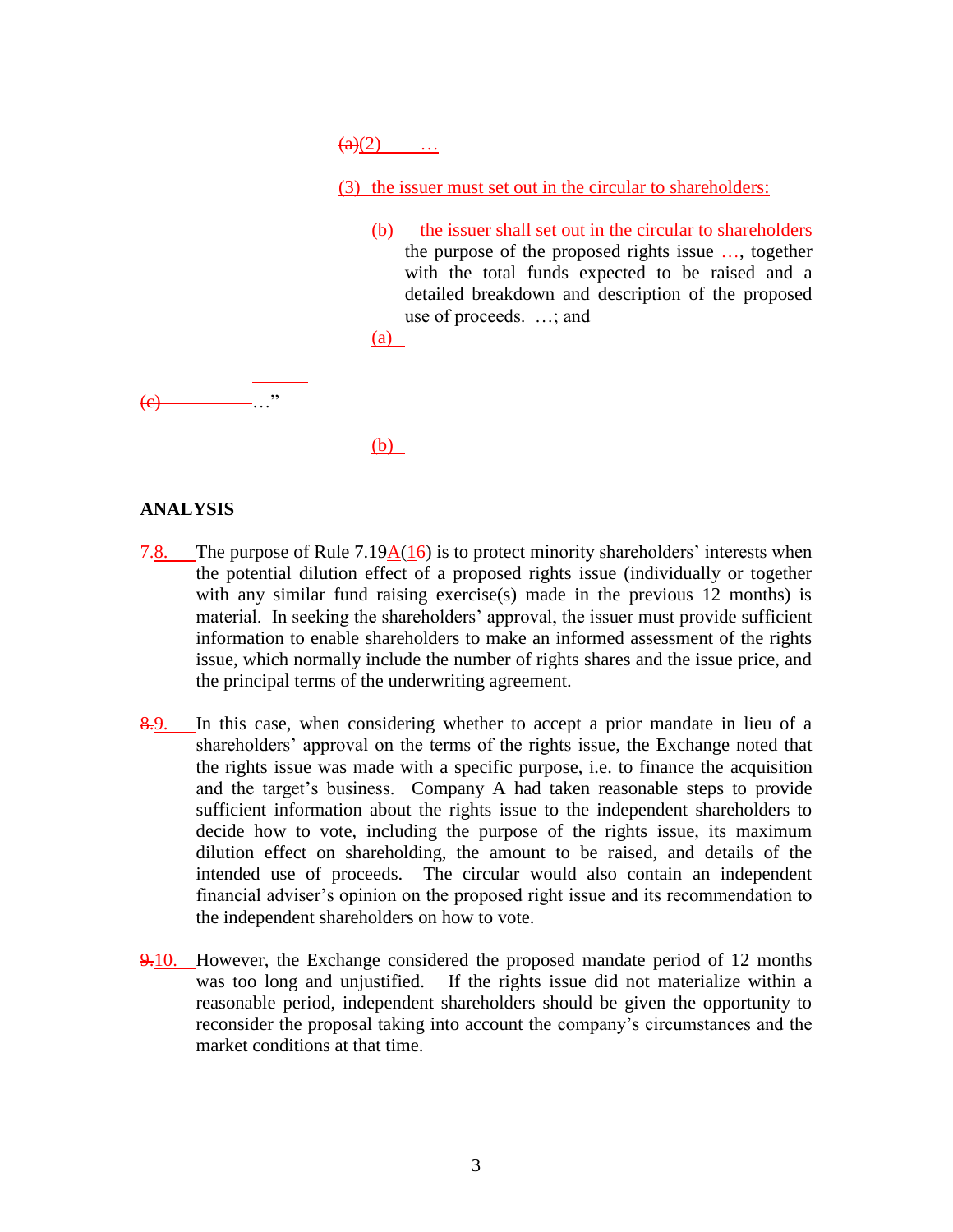~~(a)~~(2) …

(3) the issuer must set out in the circular to shareholders:

~~(b) the issuer shall set out in the circular to shareholders~~ the purpose of the proposed rights issue …, together with the total funds expected to be raised and a detailed breakdown and description of the proposed use of proceeds. …; and

(a)

~~(c)~~ …"

(b)

## ANALYSIS

~~7.~~8. The purpose of Rule 7.19A(1~~6~~) is to protect minority shareholders' interests when the potential dilution effect of a proposed rights issue (individually or together with any similar fund raising exercise(s) made in the previous 12 months) is material. In seeking the shareholders' approval, the issuer must provide sufficient information to enable shareholders to make an informed assessment of the rights issue, which normally include the number of rights shares and the issue price, and the principal terms of the underwriting agreement.

~~8.~~9. In this case, when considering whether to accept a prior mandate in lieu of a shareholders' approval on the terms of the rights issue, the Exchange noted that the rights issue was made with a specific purpose, i.e. to finance the acquisition and the target's business. Company A had taken reasonable steps to provide sufficient information about the rights issue to the independent shareholders to decide how to vote, including the purpose of the rights issue, its maximum dilution effect on shareholding, the amount to be raised, and details of the intended use of proceeds. The circular would also contain an independent financial adviser's opinion on the proposed right issue and its recommendation to the independent shareholders on how to vote.

~~9.~~10. However, the Exchange considered the proposed mandate period of 12 months was too long and unjustified. If the rights issue did not materialize within a reasonable period, independent shareholders should be given the opportunity to reconsider the proposal taking into account the company's circumstances and the market conditions at that time.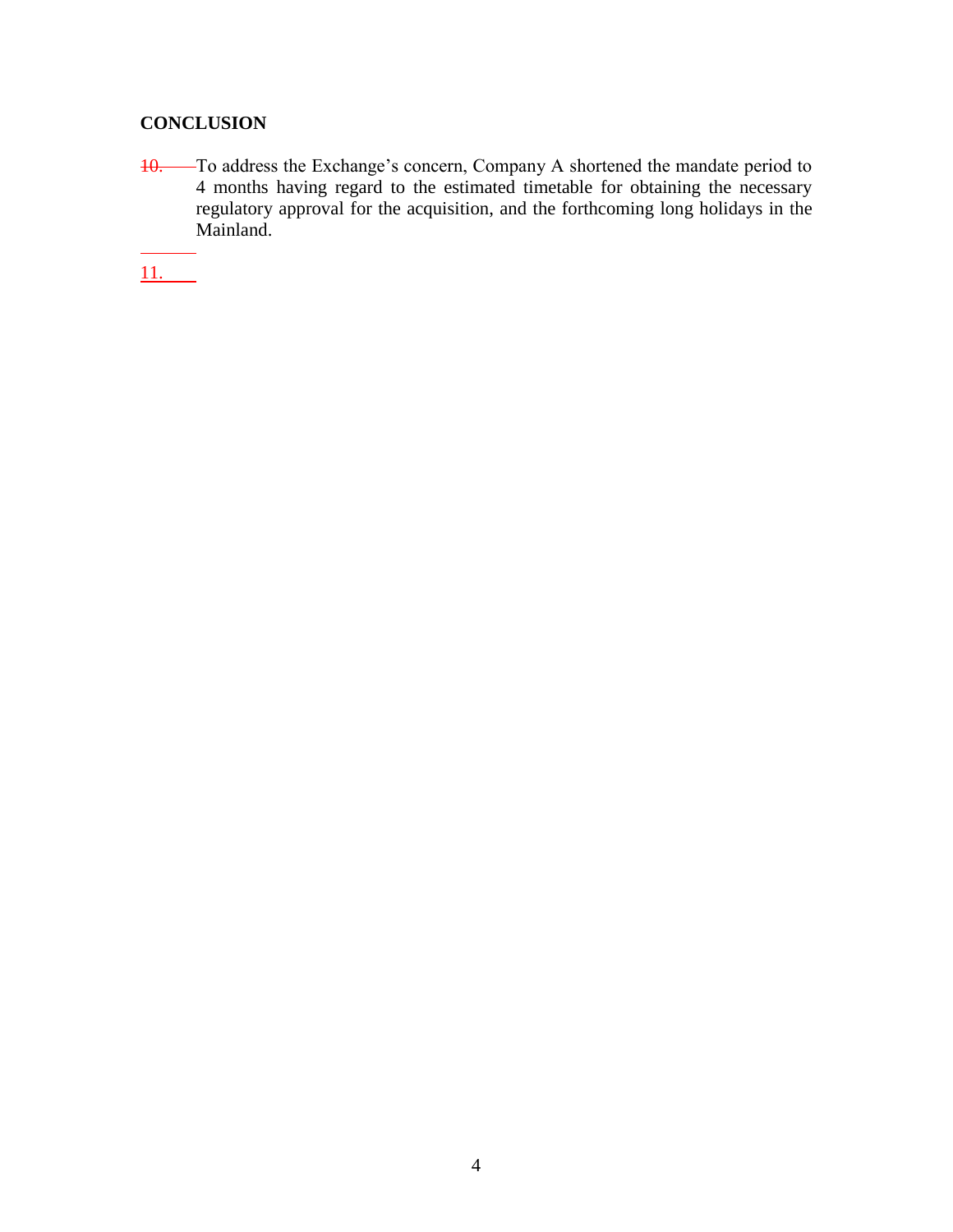**CONCLUSION**

10. To address the Exchange's concern, Company A shortened the mandate period to 4 months having regard to the estimated timetable for obtaining the necessary regulatory approval for the acquisition, and the forthcoming long holidays in the Mainland.

11.